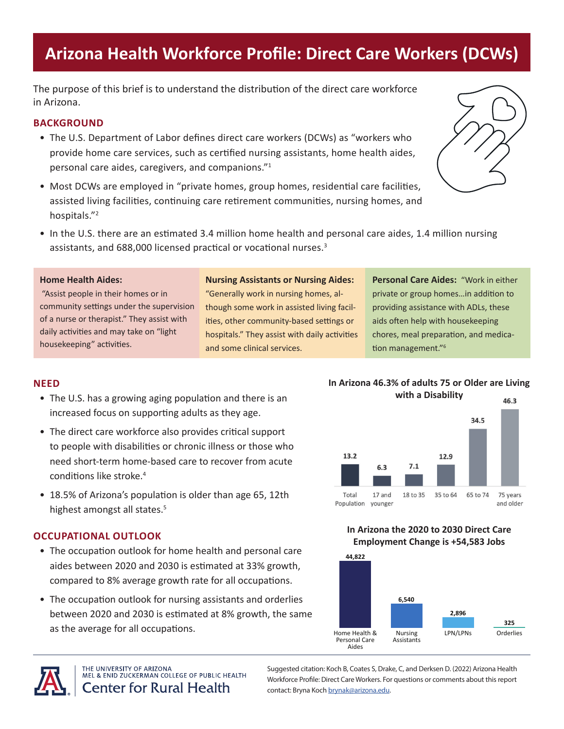# Arizona Health Workforce Profile: Direct Care Workers (DCWs)

The purpose of this brief is to understand the distribution of the direct care workforce in Arizona.

## BACKGROUND

- The U.S. Department of Labor defines direct care workers (DCWs) as "workers who provide home care services, such as certified nursing assistants, home health aides, personal care aides, caregivers, and companions."[1]
- Most DCWs are employed in "private homes, group homes, residential care facilities, assisted living facilities, continuing care retirement communities, nursing homes, and hospitals."[2]
- In the U.S. there are an estimated 3.4 million home health and personal care aides, 1.4 million nursing assistants, and 688,000 licensed practical or vocational nurses.[3]

**Home Health Aides:** "Assist people in their homes or in community settings under the supervision of a nurse or therapist." They assist with daily activities and may take on "light housekeeping" activities.

**Nursing Assistants or Nursing Aides:** "Generally work in nursing homes, although some work in assisted living facilities, other community-based settings or hospitals." They assist with daily activities and some clinical services.

**Personal Care Aides:** "Work in either private or group homes…in addition to providing assistance with ADLs, these aids often help with housekeeping chores, meal preparation, and medication management."[6]

## NEED

- The U.S. has a growing aging population and there is an increased focus on supporting adults as they age.
- The direct care workforce also provides critical support to people with disabilities or chronic illness or those who need short-term home-based care to recover from acute conditions like stroke.[4]
- 18.5% of Arizona's population is older than age 65, 12th highest amongst all states.[5]

**In Arizona 46.3% of adults 75 or Older are Living with a Disability**

| Age Group | Percent |
|---|---|
| Total Population | 13.2 |
| 17 and younger | 6.3 |
| 18 to 35 | 7.1 |
| 35 to 64 | 12.9 |
| 65 to 74 | 34.5 |
| 75 years and older | 46.3 |

## OCCUPATIONAL OUTLOOK

- The occupation outlook for home health and personal care aides between 2020 and 2030 is estimated at 33% growth, compared to 8% average growth rate for all occupations.
- The occupation outlook for nursing assistants and orderlies between 2020 and 2030 is estimated at 8% growth, the same as the average for all occupations.

**In Arizona the 2020 to 2030 Direct Care Employment Change is +54,583 Jobs**

| Occupation | Jobs |
|---|---|
| Home Health & Personal Care Aides | 44,822 |
| Nursing Assistants | 6,540 |
| LPN/LPNs | 2,896 |
| Orderlies | 325 |

THE UNIVERSITY OF ARIZONA MEL & ENID ZUCKERMAN COLLEGE OF PUBLIC HEALTH Center for Rural Health

Suggested citation: Koch B, Coates S, Drake, C, and Derksen D. (2022) Arizona Health Workforce Profile: Direct Care Workers. For questions or comments about this report contact: Bryna Koch brynak@arizona.edu.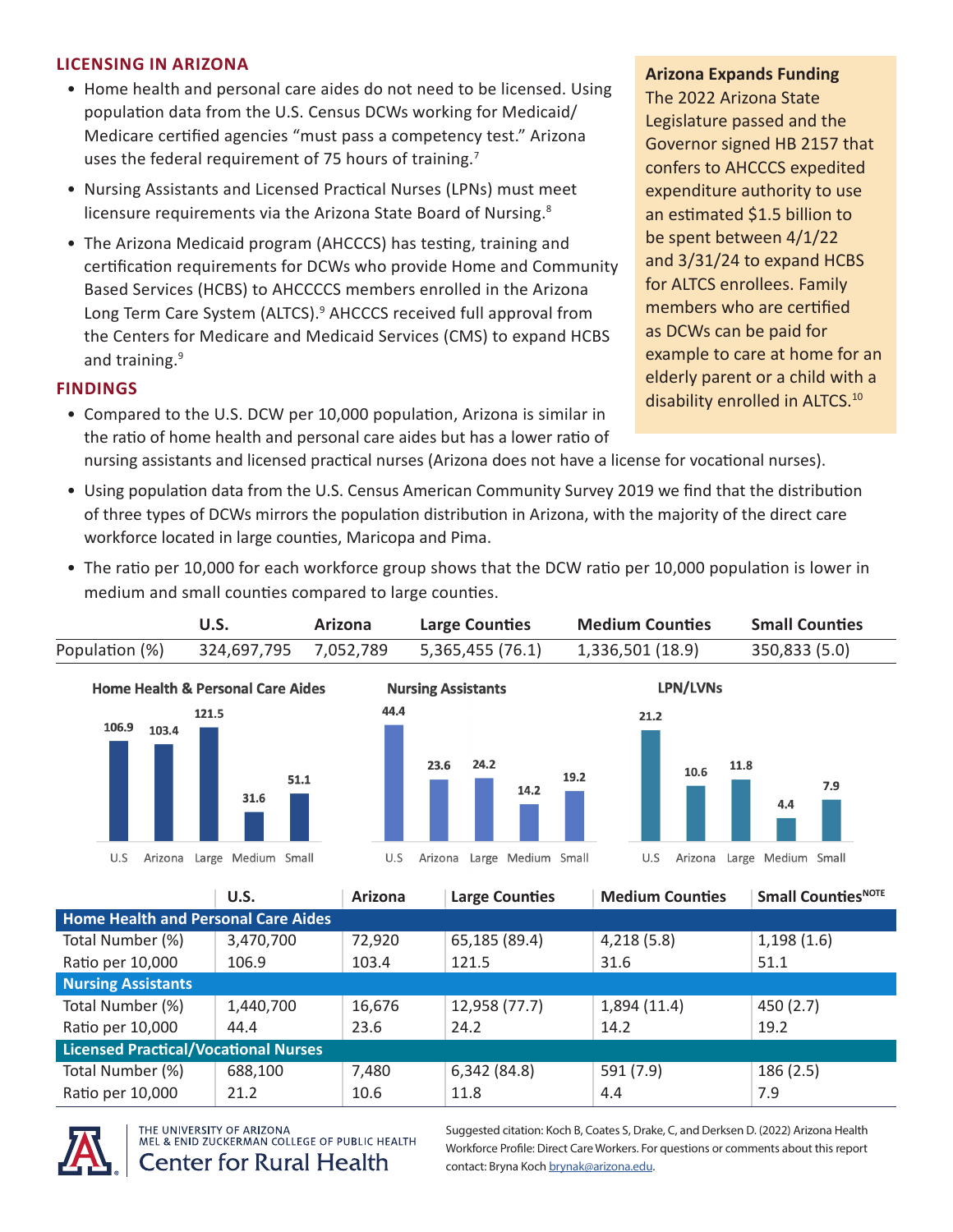## LICENSING IN ARIZONA

- Home health and personal care aides do not need to be licensed. Using population data from the U.S. Census DCWs working for Medicaid/ Medicare certified agencies "must pass a competency test." Arizona uses the federal requirement of 75 hours of training.[7]
- Nursing Assistants and Licensed Practical Nurses (LPNs) must meet licensure requirements via the Arizona State Board of Nursing.[8]
- The Arizona Medicaid program (AHCCCS) has testing, training and certification requirements for DCWs who provide Home and Community Based Services (HCBS) to AHCCCCS members enrolled in the Arizona Long Term Care System (ALTCS).[9] AHCCCS received full approval from the Centers for Medicare and Medicaid Services (CMS) to expand HCBS and training.[9]

**Arizona Expands Funding**
The 2022 Arizona State Legislature passed and the Governor signed HB 2157 that confers to AHCCCS expedited expenditure authority to use an estimated $1.5 billion to be spent between 4/1/22 and 3/31/24 to expand HCBS for ALTCS enrollees. Family members who are certified as DCWs can be paid for example to care at home for an elderly parent or a child with a disability enrolled in ALTCS.[10]

## FINDINGS

- Compared to the U.S. DCW per 10,000 population, Arizona is similar in the ratio of home health and personal care aides but has a lower ratio of nursing assistants and licensed practical nurses (Arizona does not have a license for vocational nurses).
- Using population data from the U.S. Census American Community Survey 2019 we find that the distribution of three types of DCWs mirrors the population distribution in Arizona, with the majority of the direct care workforce located in large counties, Maricopa and Pima.
- The ratio per 10,000 for each workforce group shows that the DCW ratio per 10,000 population is lower in medium and small counties compared to large counties.

| | U.S. | Arizona | Large Counties | Medium Counties | Small Counties |
|---|---|---|---|---|---|
| Population (%) | 324,697,795 | 7,052,789 | 5,365,455 (76.1) | 1,336,501 (18.9) | 350,833 (5.0) |

**Home Health & Personal Care Aides**

| U.S | Arizona | Large | Medium | Small |
|---|---|---|---|---|
| 106.9 | 103.4 | 121.5 | 31.6 | 51.1 |

**Nursing Assistants**

| U.S | Arizona | Large | Medium | Small |
|---|---|---|---|---|
| 44.4 | 23.6 | 24.2 | 14.2 | 19.2 |

**LPN/LVNs**

| U.S | Arizona | Large | Medium | Small |
|---|---|---|---|---|
| 21.2 | 10.6 | 11.8 | 4.4 | 7.9 |

| | U.S. | Arizona | Large Counties | Medium Counties | Small Counties[NOTE] |
|---|---|---|---|---|---|
| **Home Health and Personal Care Aides** | | | | | |
| Total Number (%) | 3,470,700 | 72,920 | 65,185 (89.4) | 4,218 (5.8) | 1,198 (1.6) |
| Ratio per 10,000 | 106.9 | 103.4 | 121.5 | 31.6 | 51.1 |
| **Nursing Assistants** | | | | | |
| Total Number (%) | 1,440,700 | 16,676 | 12,958 (77.7) | 1,894 (11.4) | 450 (2.7) |
| Ratio per 10,000 | 44.4 | 23.6 | 24.2 | 14.2 | 19.2 |
| **Licensed Practical/Vocational Nurses** | | | | | |
| Total Number (%) | 688,100 | 7,480 | 6,342 (84.8) | 591 (7.9) | 186 (2.5) |
| Ratio per 10,000 | 21.2 | 10.6 | 11.8 | 4.4 | 7.9 |

THE UNIVERSITY OF ARIZONA
MEL & ENID ZUCKERMAN COLLEGE OF PUBLIC HEALTH
Center for Rural Health

Suggested citation: Koch B, Coates S, Drake, C, and Derksen D. (2022) Arizona Health Workforce Profile: Direct Care Workers. For questions or comments about this report contact: Bryna Koch brynak@arizona.edu.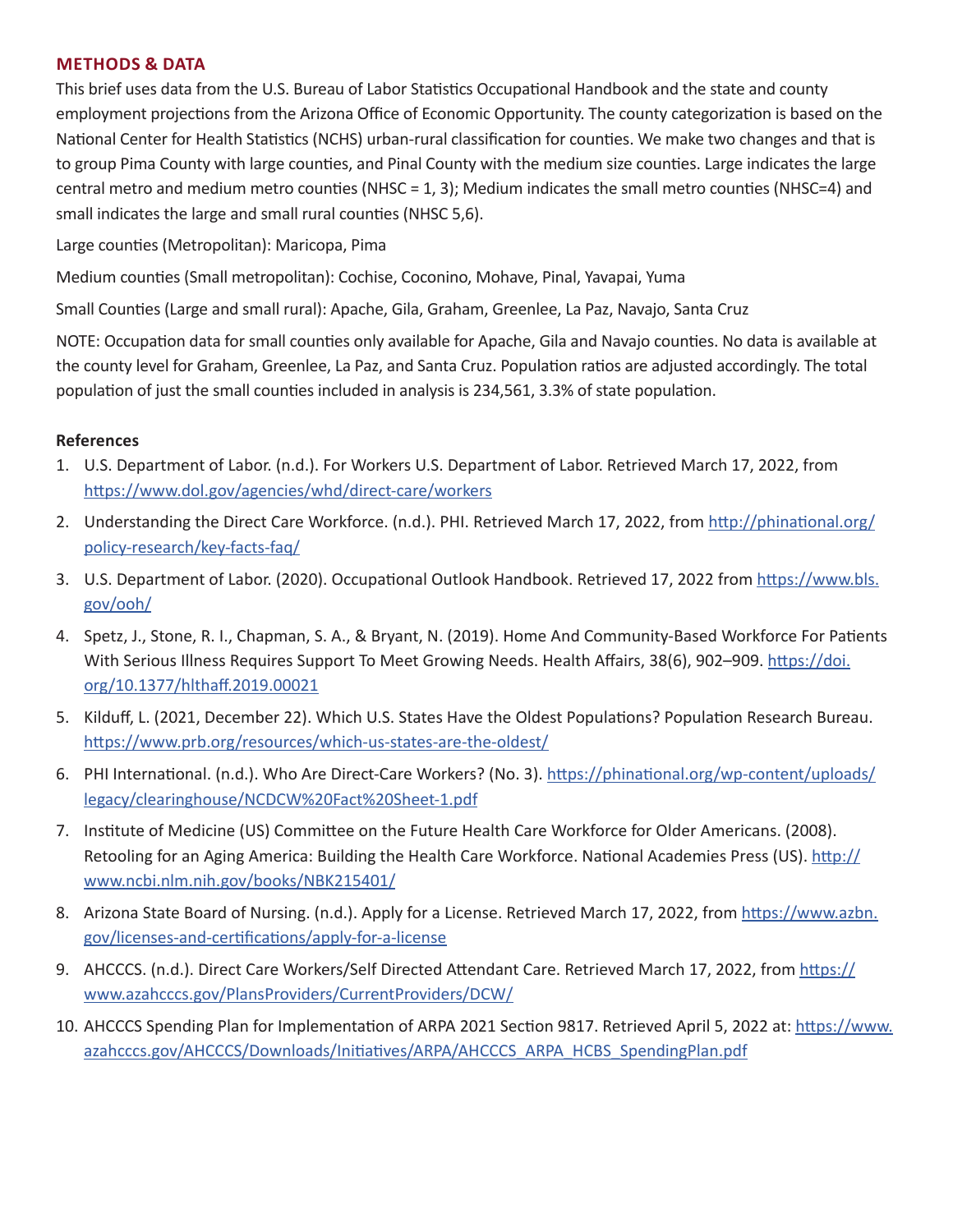## METHODS & DATA

This brief uses data from the U.S. Bureau of Labor Statistics Occupational Handbook and the state and county employment projections from the Arizona Office of Economic Opportunity. The county categorization is based on the National Center for Health Statistics (NCHS) urban-rural classification for counties. We make two changes and that is to group Pima County with large counties, and Pinal County with the medium size counties. Large indicates the large central metro and medium metro counties (NHSC = 1, 3); Medium indicates the small metro counties (NHSC=4) and small indicates the large and small rural counties (NHSC 5,6).

Large counties (Metropolitan): Maricopa, Pima

Medium counties (Small metropolitan): Cochise, Coconino, Mohave, Pinal, Yavapai, Yuma

Small Counties (Large and small rural): Apache, Gila, Graham, Greenlee, La Paz, Navajo, Santa Cruz

NOTE: Occupation data for small counties only available for Apache, Gila and Navajo counties. No data is available at the county level for Graham, Greenlee, La Paz, and Santa Cruz. Population ratios are adjusted accordingly. The total population of just the small counties included in analysis is 234,561, 3.3% of state population.

### References

1. U.S. Department of Labor. (n.d.). For Workers U.S. Department of Labor. Retrieved March 17, 2022, from https://www.dol.gov/agencies/whd/direct-care/workers
2. Understanding the Direct Care Workforce. (n.d.). PHI. Retrieved March 17, 2022, from http://phinational.org/policy-research/key-facts-faq/
3. U.S. Department of Labor. (2020). Occupational Outlook Handbook. Retrieved 17, 2022 from https://www.bls.gov/ooh/
4. Spetz, J., Stone, R. I., Chapman, S. A., & Bryant, N. (2019). Home And Community-Based Workforce For Patients With Serious Illness Requires Support To Meet Growing Needs. Health Affairs, 38(6), 902–909. https://doi.org/10.1377/hlthaff.2019.00021
5. Kilduff, L. (2021, December 22). Which U.S. States Have the Oldest Populations? Population Research Bureau. https://www.prb.org/resources/which-us-states-are-the-oldest/
6. PHI International. (n.d.). Who Are Direct-Care Workers? (No. 3). https://phinational.org/wp-content/uploads/legacy/clearinghouse/NCDCW%20Fact%20Sheet-1.pdf
7. Institute of Medicine (US) Committee on the Future Health Care Workforce for Older Americans. (2008). Retooling for an Aging America: Building the Health Care Workforce. National Academies Press (US). http://www.ncbi.nlm.nih.gov/books/NBK215401/
8. Arizona State Board of Nursing. (n.d.). Apply for a License. Retrieved March 17, 2022, from https://www.azbn.gov/licenses-and-certifications/apply-for-a-license
9. AHCCCS. (n.d.). Direct Care Workers/Self Directed Attendant Care. Retrieved March 17, 2022, from https://www.azahcccs.gov/PlansProviders/CurrentProviders/DCW/
10. AHCCCS Spending Plan for Implementation of ARPA 2021 Section 9817. Retrieved April 5, 2022 at: https://www.azahcccs.gov/AHCCCS/Downloads/Initiatives/ARPA/AHCCCS_ARPA_HCBS_SpendingPlan.pdf